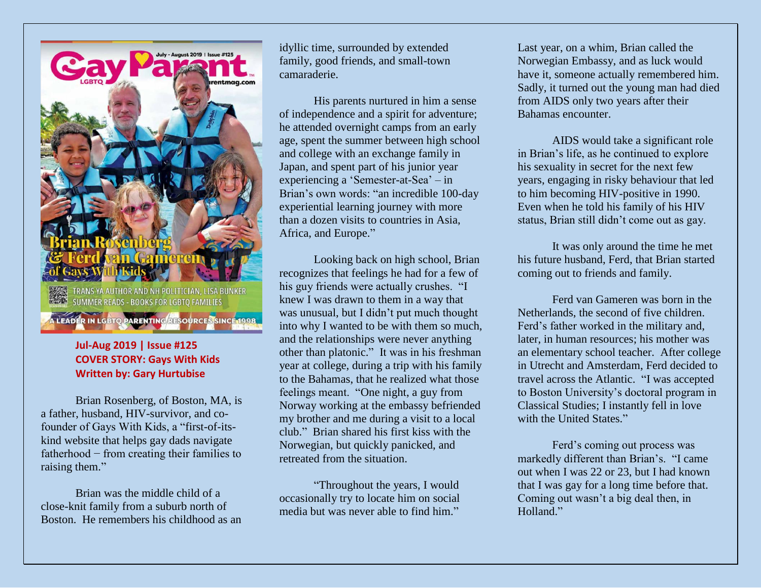**Jul-Aug 2019 | Issue #125**
**COVER STORY: Gays With Kids**
**Written by: Gary Hurtubise**

Brian Rosenberg, of Boston, MA, is a father, husband, HIV-survivor, and co-founder of Gays With Kids, a "first-of-its-kind website that helps gay dads navigate fatherhood − from creating their families to raising them."

Brian was the middle child of a close-knit family from a suburb north of Boston. He remembers his childhood as an idyllic time, surrounded by extended family, good friends, and small-town camaraderie.

His parents nurtured in him a sense of independence and a spirit for adventure; he attended overnight camps from an early age, spent the summer between high school and college with an exchange family in Japan, and spent part of his junior year experiencing a 'Semester-at-Sea' – in Brian's own words: "an incredible 100-day experiential learning journey with more than a dozen visits to countries in Asia, Africa, and Europe."

Looking back on high school, Brian recognizes that feelings he had for a few of his guy friends were actually crushes. "I knew I was drawn to them in a way that was unusual, but I didn't put much thought into why I wanted to be with them so much, and the relationships were never anything other than platonic." It was in his freshman year at college, during a trip with his family to the Bahamas, that he realized what those feelings meant. "One night, a guy from Norway working at the embassy befriended my brother and me during a visit to a local club." Brian shared his first kiss with the Norwegian, but quickly panicked, and retreated from the situation.

"Throughout the years, I would occasionally try to locate him on social media but was never able to find him."

Last year, on a whim, Brian called the Norwegian Embassy, and as luck would have it, someone actually remembered him. Sadly, it turned out the young man had died from AIDS only two years after their Bahamas encounter.

AIDS would take a significant role in Brian's life, as he continued to explore his sexuality in secret for the next few years, engaging in risky behaviour that led to him becoming HIV-positive in 1990. Even when he told his family of his HIV status, Brian still didn't come out as gay.

It was only around the time he met his future husband, Ferd, that Brian started coming out to friends and family.

Ferd van Gameren was born in the Netherlands, the second of five children. Ferd's father worked in the military and, later, in human resources; his mother was an elementary school teacher. After college in Utrecht and Amsterdam, Ferd decided to travel across the Atlantic. "I was accepted to Boston University's doctoral program in Classical Studies; I instantly fell in love with the United States."

Ferd's coming out process was markedly different than Brian's. "I came out when I was 22 or 23, but I had known that I was gay for a long time before that. Coming out wasn't a big deal then, in Holland."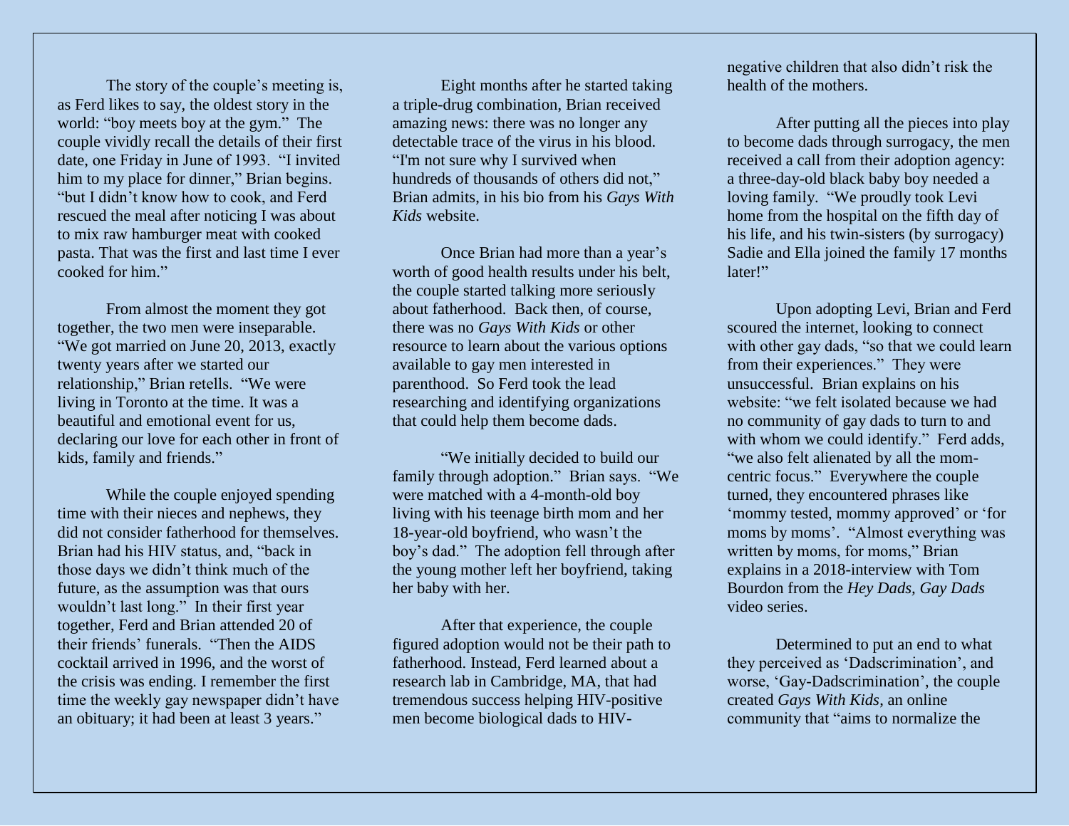The story of the couple's meeting is, as Ferd likes to say, the oldest story in the world: "boy meets boy at the gym." The couple vividly recall the details of their first date, one Friday in June of 1993. "I invited him to my place for dinner," Brian begins. "but I didn't know how to cook, and Ferd rescued the meal after noticing I was about to mix raw hamburger meat with cooked pasta. That was the first and last time I ever cooked for him."

From almost the moment they got together, the two men were inseparable. "We got married on June 20, 2013, exactly twenty years after we started our relationship," Brian retells. "We were living in Toronto at the time. It was a beautiful and emotional event for us, declaring our love for each other in front of kids, family and friends."

While the couple enjoyed spending time with their nieces and nephews, they did not consider fatherhood for themselves. Brian had his HIV status, and, "back in those days we didn't think much of the future, as the assumption was that ours wouldn't last long." In their first year together, Ferd and Brian attended 20 of their friends' funerals. "Then the AIDS cocktail arrived in 1996, and the worst of the crisis was ending. I remember the first time the weekly gay newspaper didn't have an obituary; it had been at least 3 years."

Eight months after he started taking a triple-drug combination, Brian received amazing news: there was no longer any detectable trace of the virus in his blood. "I'm not sure why I survived when hundreds of thousands of others did not," Brian admits, in his bio from his *Gays With Kids* website.

Once Brian had more than a year's worth of good health results under his belt, the couple started talking more seriously about fatherhood. Back then, of course, there was no *Gays With Kids* or other resource to learn about the various options available to gay men interested in parenthood. So Ferd took the lead researching and identifying organizations that could help them become dads.

"We initially decided to build our family through adoption." Brian says. "We were matched with a 4-month-old boy living with his teenage birth mom and her 18-year-old boyfriend, who wasn't the boy's dad." The adoption fell through after the young mother left her boyfriend, taking her baby with her.

After that experience, the couple figured adoption would not be their path to fatherhood. Instead, Ferd learned about a research lab in Cambridge, MA, that had tremendous success helping HIV-positive men become biological dads to HIV-negative children that also didn't risk the health of the mothers.

After putting all the pieces into play to become dads through surrogacy, the men received a call from their adoption agency: a three-day-old black baby boy needed a loving family. "We proudly took Levi home from the hospital on the fifth day of his life, and his twin-sisters (by surrogacy) Sadie and Ella joined the family 17 months later!"

Upon adopting Levi, Brian and Ferd scoured the internet, looking to connect with other gay dads, "so that we could learn from their experiences." They were unsuccessful. Brian explains on his website: "we felt isolated because we had no community of gay dads to turn to and with whom we could identify." Ferd adds, "we also felt alienated by all the mom-centric focus." Everywhere the couple turned, they encountered phrases like 'mommy tested, mommy approved' or 'for moms by moms'. "Almost everything was written by moms, for moms," Brian explains in a 2018-interview with Tom Bourdon from the *Hey Dads, Gay Dads* video series.

Determined to put an end to what they perceived as 'Dadscrimination', and worse, 'Gay-Dadscrimination', the couple created *Gays With Kids*, an online community that "aims to normalize the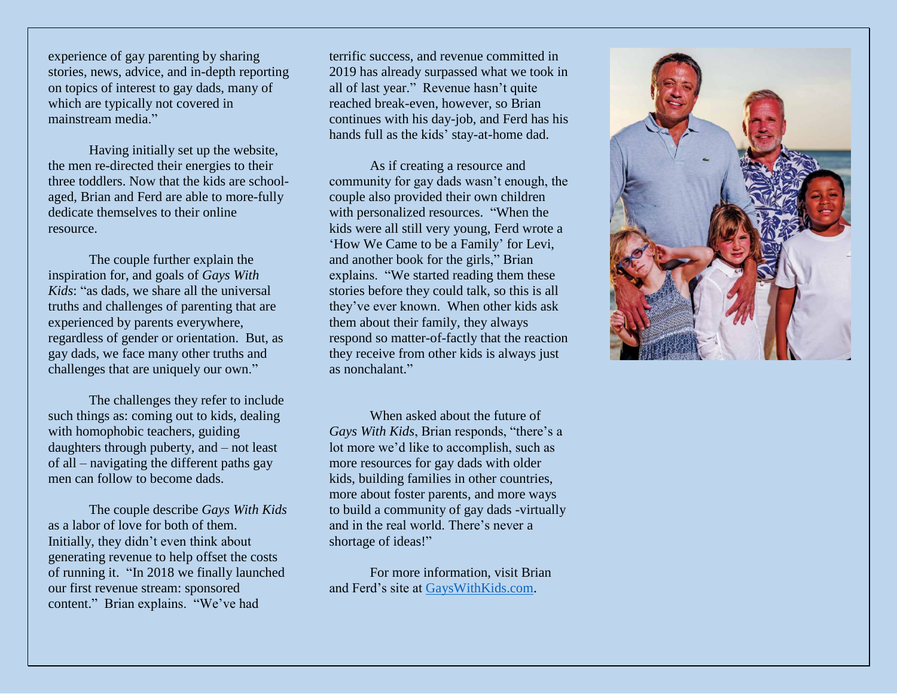experience of gay parenting by sharing stories, news, advice, and in-depth reporting on topics of interest to gay dads, many of which are typically not covered in mainstream media."

Having initially set up the website, the men re-directed their energies to their three toddlers. Now that the kids are school-aged, Brian and Ferd are able to more-fully dedicate themselves to their online resource.

The couple further explain the inspiration for, and goals of *Gays With Kids*: "as dads, we share all the universal truths and challenges of parenting that are experienced by parents everywhere, regardless of gender or orientation. But, as gay dads, we face many other truths and challenges that are uniquely our own."

The challenges they refer to include such things as: coming out to kids, dealing with homophobic teachers, guiding daughters through puberty, and – not least of all – navigating the different paths gay men can follow to become dads.

The couple describe *Gays With Kids* as a labor of love for both of them. Initially, they didn't even think about generating revenue to help offset the costs of running it. "In 2018 we finally launched our first revenue stream: sponsored content." Brian explains. "We've had terrific success, and revenue committed in 2019 has already surpassed what we took in all of last year." Revenue hasn't quite reached break-even, however, so Brian continues with his day-job, and Ferd has his hands full as the kids' stay-at-home dad.

As if creating a resource and community for gay dads wasn't enough, the couple also provided their own children with personalized resources. "When the kids were all still very young, Ferd wrote a 'How We Came to be a Family' for Levi, and another book for the girls," Brian explains. "We started reading them these stories before they could talk, so this is all they've ever known. When other kids ask them about their family, they always respond so matter-of-factly that the reaction they receive from other kids is always just as nonchalant."

When asked about the future of *Gays With Kids*, Brian responds, "there's a lot more we'd like to accomplish, such as more resources for gay dads with older kids, building families in other countries, more about foster parents, and more ways to build a community of gay dads -virtually and in the real world. There's never a shortage of ideas!"

For more information, visit Brian and Ferd's site at GaysWithKids.com.